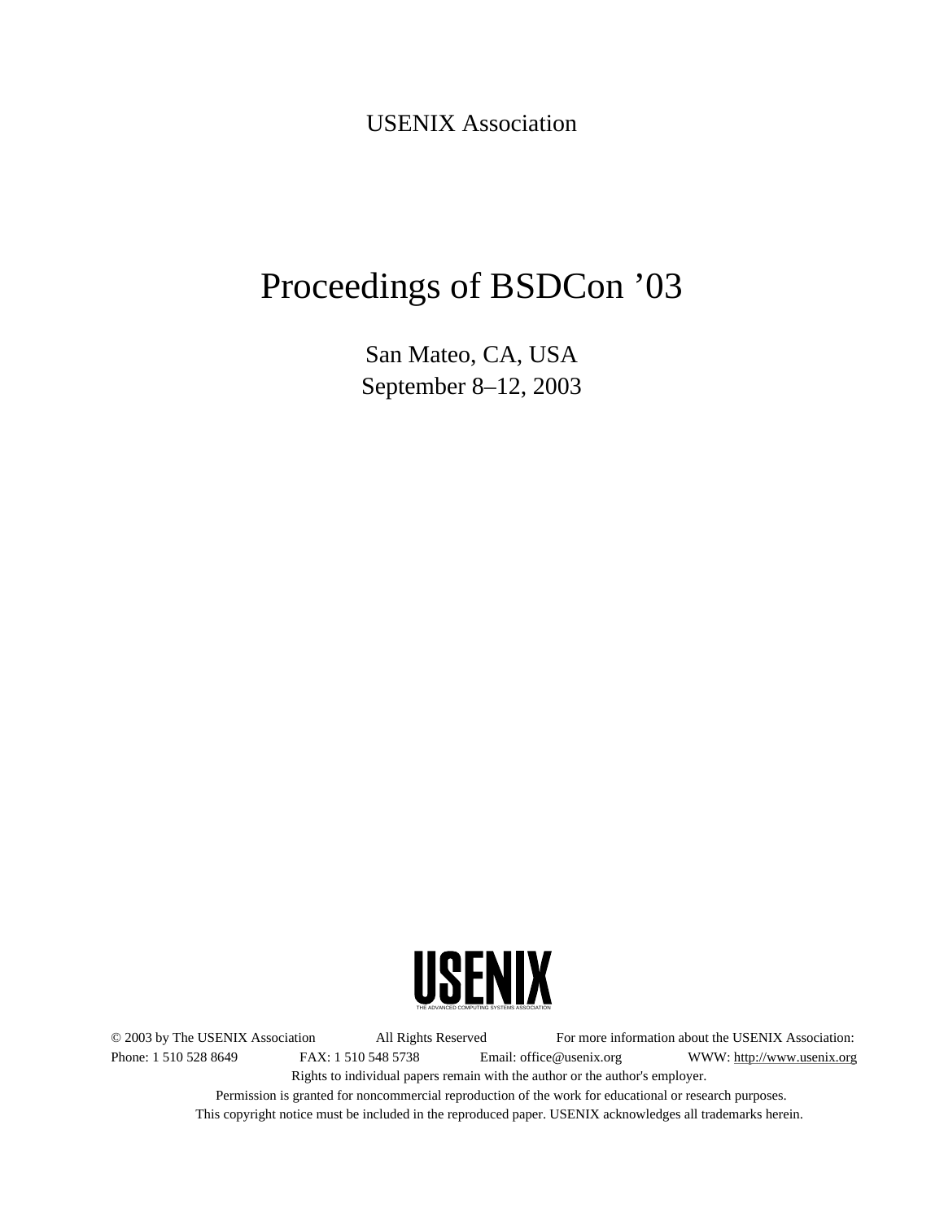USENIX Association

# Proceedings of BSDCon ’03

San Mateo, CA, USA
September 8–12, 2003

USENIX
THE ADVANCED COMPUTING SYSTEMS ASSOCIATION

© 2003 by The USENIX Association All Rights Reserved For more information about the USENIX Association:
Phone: 1 510 528 8649 FAX: 1 510 548 5738 Email: office@usenix.org WWW: http://www.usenix.org
Rights to individual papers remain with the author or the author's employer.
Permission is granted for noncommercial reproduction of the work for educational or research purposes.
This copyright notice must be included in the reproduced paper. USENIX acknowledges all trademarks herein.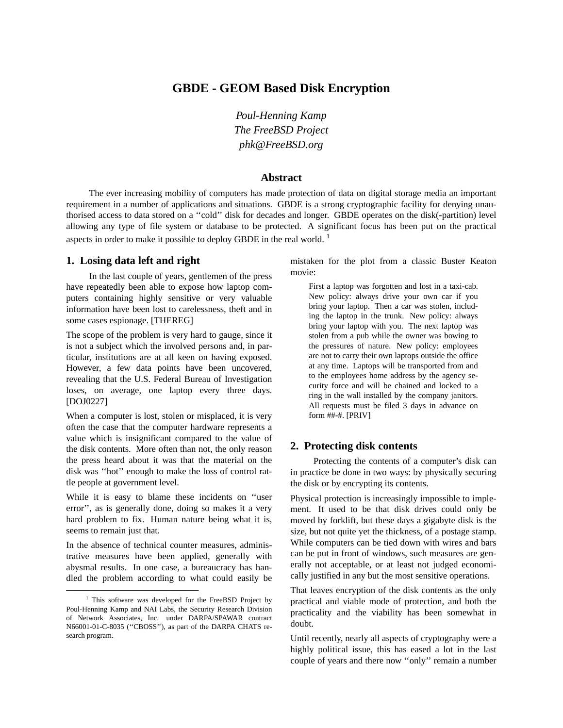# GBDE - GEOM Based Disk Encryption

*Poul-Henning Kamp*
*The FreeBSD Project*
*phk@FreeBSD.org*

## Abstract

The ever increasing mobility of computers has made protection of data on digital storage media an important requirement in a number of applications and situations. GBDE is a strong cryptographic facility for denying unauthorised access to data stored on a ‘‘cold’’ disk for decades and longer. GBDE operates on the disk(-partition) level allowing any type of file system or database to be protected. A significant focus has been put on the practical aspects in order to make it possible to deploy GBDE in the real world. [1]

## 1. Losing data left and right

In the last couple of years, gentlemen of the press have repeatedly been able to expose how laptop computers containing highly sensitive or very valuable information have been lost to carelessness, theft and in some cases espionage. [THEREG]

The scope of the problem is very hard to gauge, since it is not a subject which the involved persons and, in particular, institutions are at all keen on having exposed. However, a few data points have been uncovered, revealing that the U.S. Federal Bureau of Investigation loses, on average, one laptop every three days. [DOJ0227]

When a computer is lost, stolen or misplaced, it is very often the case that the computer hardware represents a value which is insignificant compared to the value of the disk contents. More often than not, the only reason the press heard about it was that the material on the disk was ‘‘hot’’ enough to make the loss of control rattle people at government level.

While it is easy to blame these incidents on ‘‘user error’’, as is generally done, doing so makes it a very hard problem to fix. Human nature being what it is, seems to remain just that.

In the absence of technical counter measures, administrative measures have been applied, generally with abysmal results. In one case, a bureaucracy has handled the problem according to what could easily be mistaken for the plot from a classic Buster Keaton movie:

> First a laptop was forgotten and lost in a taxi-cab. New policy: always drive your own car if you bring your laptop. Then a car was stolen, including the laptop in the trunk. New policy: always bring your laptop with you. The next laptop was stolen from a pub while the owner was bowing to the pressures of nature. New policy: employees are not to carry their own laptops outside the office at any time. Laptops will be transported from and to the employees home address by the agency security force and will be chained and locked to a ring in the wall installed by the company janitors. All requests must be filed 3 days in advance on form ##-#. [PRIV]

## 2. Protecting disk contents

Protecting the contents of a computer’s disk can in practice be done in two ways: by physically securing the disk or by encrypting its contents.

Physical protection is increasingly impossible to implement. It used to be that disk drives could only be moved by forklift, but these days a gigabyte disk is the size, but not quite yet the thickness, of a postage stamp. While computers can be tied down with wires and bars can be put in front of windows, such measures are generally not acceptable, or at least not judged economically justified in any but the most sensitive operations.

That leaves encryption of the disk contents as the only practical and viable mode of protection, and both the practicality and the viability has been somewhat in doubt.

Until recently, nearly all aspects of cryptography were a highly political issue, this has eased a lot in the last couple of years and there now ‘‘only’’ remain a number

[1] This software was developed for the FreeBSD Project by Poul-Henning Kamp and NAI Labs, the Security Research Division of Network Associates, Inc. under DARPA/SPAWAR contract N66001-01-C-8035 (‘‘CBOSS’’), as part of the DARPA CHATS research program.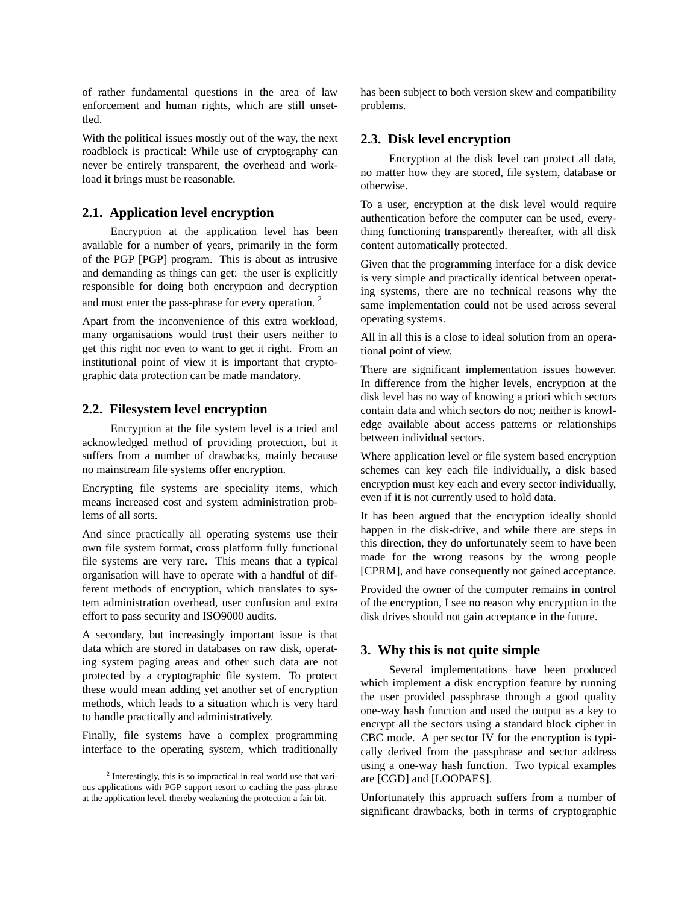of rather fundamental questions in the area of law enforcement and human rights, which are still unsettled.

With the political issues mostly out of the way, the next roadblock is practical: While use of cryptography can never be entirely transparent, the overhead and workload it brings must be reasonable.

## 2.1. Application level encryption

Encryption at the application level has been available for a number of years, primarily in the form of the PGP [PGP] program. This is about as intrusive and demanding as things can get: the user is explicitly responsible for doing both encryption and decryption and must enter the pass-phrase for every operation. [2]

Apart from the inconvenience of this extra workload, many organisations would trust their users neither to get this right nor even to want to get it right. From an institutional point of view it is important that cryptographic data protection can be made mandatory.

## 2.2. Filesystem level encryption

Encryption at the file system level is a tried and acknowledged method of providing protection, but it suffers from a number of drawbacks, mainly because no mainstream file systems offer encryption.

Encrypting file systems are speciality items, which means increased cost and system administration problems of all sorts.

And since practically all operating systems use their own file system format, cross platform fully functional file systems are very rare. This means that a typical organisation will have to operate with a handful of different methods of encryption, which translates to system administration overhead, user confusion and extra effort to pass security and ISO9000 audits.

A secondary, but increasingly important issue is that data which are stored in databases on raw disk, operating system paging areas and other such data are not protected by a cryptographic file system. To protect these would mean adding yet another set of encryption methods, which leads to a situation which is very hard to handle practically and administratively.

Finally, file systems have a complex programming interface to the operating system, which traditionally has been subject to both version skew and compatibility problems.

[2] Interestingly, this is so impractical in real world use that various applications with PGP support resort to caching the pass-phrase at the application level, thereby weakening the protection a fair bit.

## 2.3. Disk level encryption

Encryption at the disk level can protect all data, no matter how they are stored, file system, database or otherwise.

To a user, encryption at the disk level would require authentication before the computer can be used, everything functioning transparently thereafter, with all disk content automatically protected.

Given that the programming interface for a disk device is very simple and practically identical between operating systems, there are no technical reasons why the same implementation could not be used across several operating systems.

All in all this is a close to ideal solution from an operational point of view.

There are significant implementation issues however. In difference from the higher levels, encryption at the disk level has no way of knowing a priori which sectors contain data and which sectors do not; neither is knowledge available about access patterns or relationships between individual sectors.

Where application level or file system based encryption schemes can key each file individually, a disk based encryption must key each and every sector individually, even if it is not currently used to hold data.

It has been argued that the encryption ideally should happen in the disk-drive, and while there are steps in this direction, they do unfortunately seem to have been made for the wrong reasons by the wrong people [CPRM], and have consequently not gained acceptance.

Provided the owner of the computer remains in control of the encryption, I see no reason why encryption in the disk drives should not gain acceptance in the future.

# 3. Why this is not quite simple

Several implementations have been produced which implement a disk encryption feature by running the user provided passphrase through a good quality one-way hash function and used the output as a key to encrypt all the sectors using a standard block cipher in CBC mode. A per sector IV for the encryption is typically derived from the passphrase and sector address using a one-way hash function. Two typical examples are [CGD] and [LOOPAES].

Unfortunately this approach suffers from a number of significant drawbacks, both in terms of cryptographic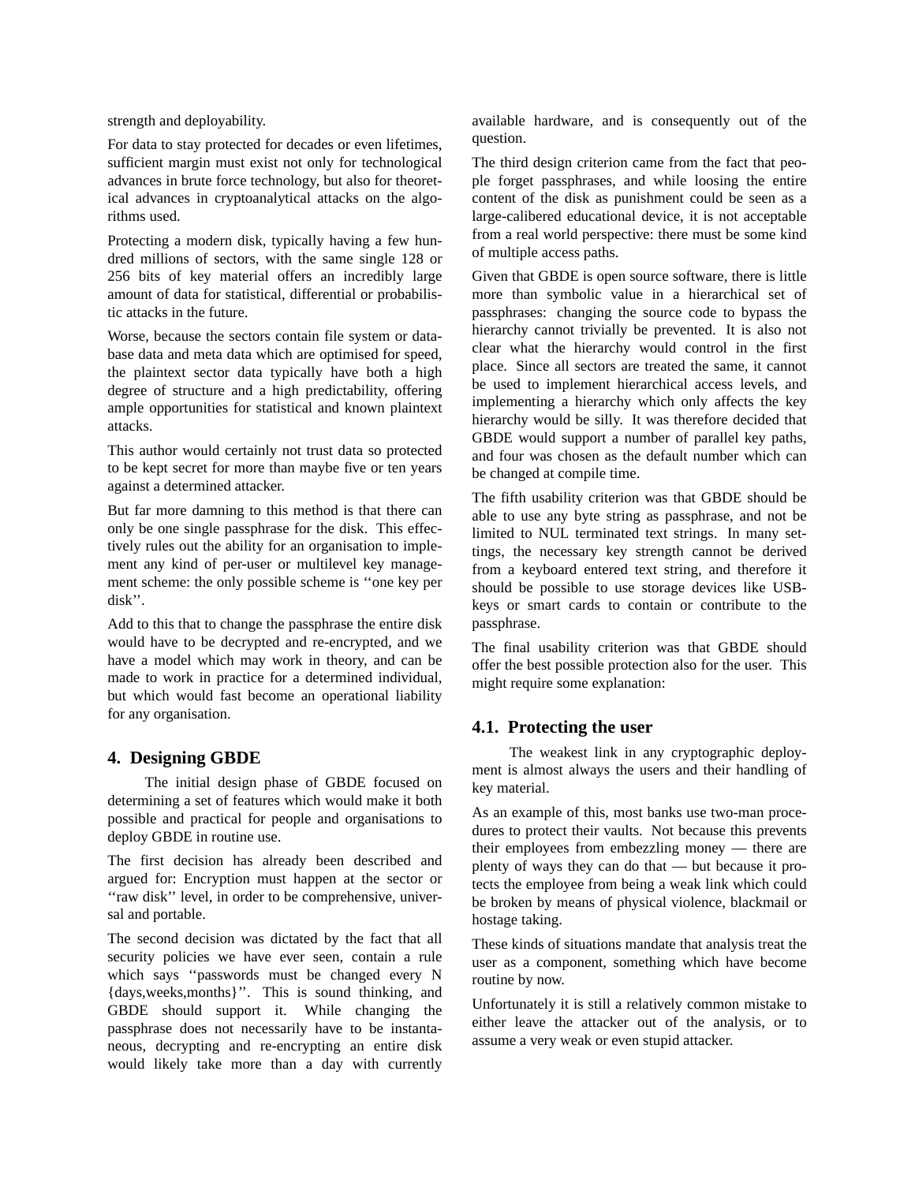strength and deployability.

For data to stay protected for decades or even lifetimes, sufficient margin must exist not only for technological advances in brute force technology, but also for theoretical advances in cryptoanalytical attacks on the algorithms used.

Protecting a modern disk, typically having a few hundred millions of sectors, with the same single 128 or 256 bits of key material offers an incredibly large amount of data for statistical, differential or probabilistic attacks in the future.

Worse, because the sectors contain file system or database data and meta data which are optimised for speed, the plaintext sector data typically have both a high degree of structure and a high predictability, offering ample opportunities for statistical and known plaintext attacks.

This author would certainly not trust data so protected to be kept secret for more than maybe five or ten years against a determined attacker.

But far more damning to this method is that there can only be one single passphrase for the disk. This effectively rules out the ability for an organisation to implement any kind of per-user or multilevel key management scheme: the only possible scheme is ''one key per disk''.

Add to this that to change the passphrase the entire disk would have to be decrypted and re-encrypted, and we have a model which may work in theory, and can be made to work in practice for a determined individual, but which would fast become an operational liability for any organisation.

## 4. Designing GBDE

The initial design phase of GBDE focused on determining a set of features which would make it both possible and practical for people and organisations to deploy GBDE in routine use.

The first decision has already been described and argued for: Encryption must happen at the sector or ''raw disk'' level, in order to be comprehensive, universal and portable.

The second decision was dictated by the fact that all security policies we have ever seen, contain a rule which says ''passwords must be changed every N {days,weeks,months}''. This is sound thinking, and GBDE should support it. While changing the passphrase does not necessarily have to be instantaneous, decrypting and re-encrypting an entire disk would likely take more than a day with currently available hardware, and is consequently out of the question.

The third design criterion came from the fact that people forget passphrases, and while loosing the entire content of the disk as punishment could be seen as a large-calibered educational device, it is not acceptable from a real world perspective: there must be some kind of multiple access paths.

Given that GBDE is open source software, there is little more than symbolic value in a hierarchical set of passphrases: changing the source code to bypass the hierarchy cannot trivially be prevented. It is also not clear what the hierarchy would control in the first place. Since all sectors are treated the same, it cannot be used to implement hierarchical access levels, and implementing a hierarchy which only affects the key hierarchy would be silly. It was therefore decided that GBDE would support a number of parallel key paths, and four was chosen as the default number which can be changed at compile time.

The fifth usability criterion was that GBDE should be able to use any byte string as passphrase, and not be limited to NUL terminated text strings. In many settings, the necessary key strength cannot be derived from a keyboard entered text string, and therefore it should be possible to use storage devices like USB-keys or smart cards to contain or contribute to the passphrase.

The final usability criterion was that GBDE should offer the best possible protection also for the user. This might require some explanation:

### 4.1. Protecting the user

The weakest link in any cryptographic deployment is almost always the users and their handling of key material.

As an example of this, most banks use two-man procedures to protect their vaults. Not because this prevents their employees from embezzling money — there are plenty of ways they can do that — but because it protects the employee from being a weak link which could be broken by means of physical violence, blackmail or hostage taking.

These kinds of situations mandate that analysis treat the user as a component, something which have become routine by now.

Unfortunately it is still a relatively common mistake to either leave the attacker out of the analysis, or to assume a very weak or even stupid attacker.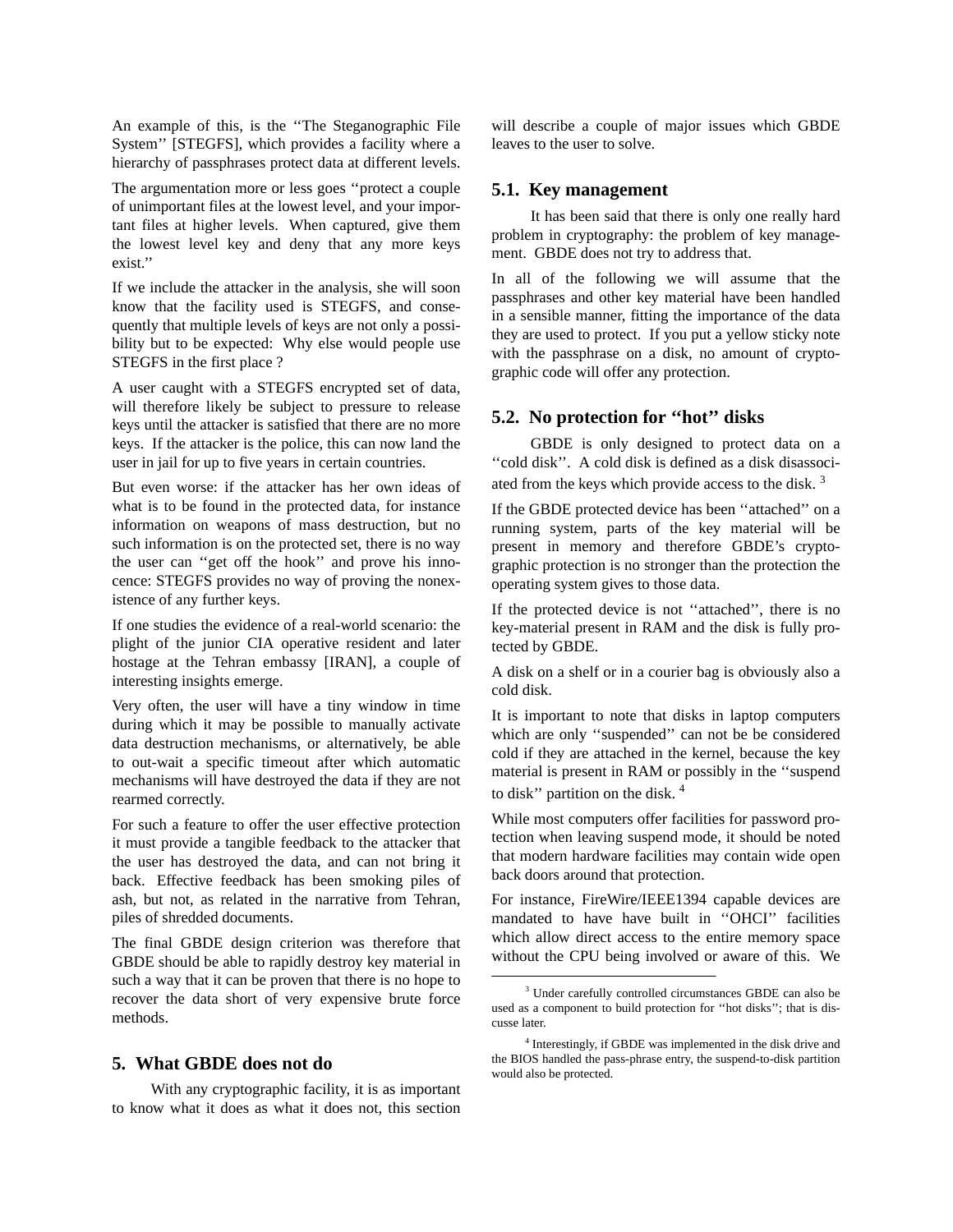An example of this, is the ''The Steganographic File System'' [STEGFS], which provides a facility where a hierarchy of passphrases protect data at different levels.

The argumentation more or less goes ''protect a couple of unimportant files at the lowest level, and your important files at higher levels. When captured, give them the lowest level key and deny that any more keys exist.''

If we include the attacker in the analysis, she will soon know that the facility used is STEGFS, and consequently that multiple levels of keys are not only a possibility but to be expected: Why else would people use STEGFS in the first place ?

A user caught with a STEGFS encrypted set of data, will therefore likely be subject to pressure to release keys until the attacker is satisfied that there are no more keys. If the attacker is the police, this can now land the user in jail for up to five years in certain countries.

But even worse: if the attacker has her own ideas of what is to be found in the protected data, for instance information on weapons of mass destruction, but no such information is on the protected set, there is no way the user can ''get off the hook'' and prove his innocence: STEGFS provides no way of proving the nonexistence of any further keys.

If one studies the evidence of a real-world scenario: the plight of the junior CIA operative resident and later hostage at the Tehran embassy [IRAN], a couple of interesting insights emerge.

Very often, the user will have a tiny window in time during which it may be possible to manually activate data destruction mechanisms, or alternatively, be able to out-wait a specific timeout after which automatic mechanisms will have destroyed the data if they are not rearmed correctly.

For such a feature to offer the user effective protection it must provide a tangible feedback to the attacker that the user has destroyed the data, and can not bring it back. Effective feedback has been smoking piles of ash, but not, as related in the narrative from Tehran, piles of shredded documents.

The final GBDE design criterion was therefore that GBDE should be able to rapidly destroy key material in such a way that it can be proven that there is no hope to recover the data short of very expensive brute force methods.

## 5. What GBDE does not do

With any cryptographic facility, it is as important to know what it does as what it does not, this section will describe a couple of major issues which GBDE leaves to the user to solve.

### 5.1. Key management

It has been said that there is only one really hard problem in cryptography: the problem of key management. GBDE does not try to address that.

In all of the following we will assume that the passphrases and other key material have been handled in a sensible manner, fitting the importance of the data they are used to protect. If you put a yellow sticky note with the passphrase on a disk, no amount of cryptographic code will offer any protection.

### 5.2. No protection for ''hot'' disks

GBDE is only designed to protect data on a ''cold disk''. A cold disk is defined as a disk disassociated from the keys which provide access to the disk. [3]

If the GBDE protected device has been ''attached'' on a running system, parts of the key material will be present in memory and therefore GBDE's cryptographic protection is no stronger than the protection the operating system gives to those data.

If the protected device is not ''attached'', there is no key-material present in RAM and the disk is fully protected by GBDE.

A disk on a shelf or in a courier bag is obviously also a cold disk.

It is important to note that disks in laptop computers which are only ''suspended'' can not be be considered cold if they are attached in the kernel, because the key material is present in RAM or possibly in the ''suspend to disk'' partition on the disk. [4]

While most computers offer facilities for password protection when leaving suspend mode, it should be noted that modern hardware facilities may contain wide open back doors around that protection.

For instance, FireWire/IEEE1394 capable devices are mandated to have have built in ''OHCI'' facilities which allow direct access to the entire memory space without the CPU being involved or aware of this. We

---

[3] Under carefully controlled circumstances GBDE can also be used as a component to build protection for ''hot disks''; that is discusse later.

[4] Interestingly, if GBDE was implemented in the disk drive and the BIOS handled the pass-phrase entry, the suspend-to-disk partition would also be protected.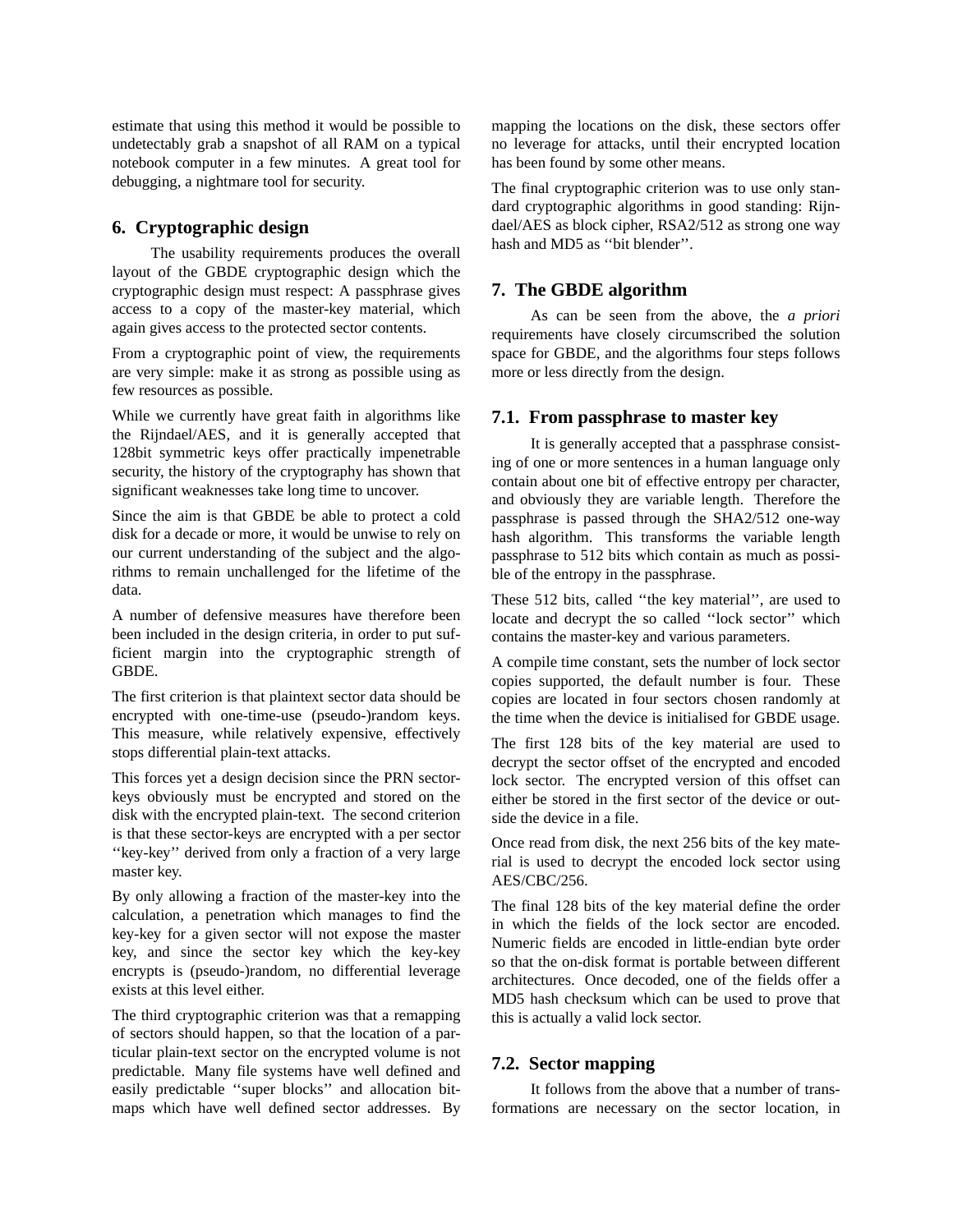estimate that using this method it would be possible to undetectably grab a snapshot of all RAM on a typical notebook computer in a few minutes. A great tool for debugging, a nightmare tool for security.

## 6. Cryptographic design

The usability requirements produces the overall layout of the GBDE cryptographic design which the cryptographic design must respect: A passphrase gives access to a copy of the master-key material, which again gives access to the protected sector contents.

From a cryptographic point of view, the requirements are very simple: make it as strong as possible using as few resources as possible.

While we currently have great faith in algorithms like the Rijndael/AES, and it is generally accepted that 128bit symmetric keys offer practically impenetrable security, the history of the cryptography has shown that significant weaknesses take long time to uncover.

Since the aim is that GBDE be able to protect a cold disk for a decade or more, it would be unwise to rely on our current understanding of the subject and the algorithms to remain unchallenged for the lifetime of the data.

A number of defensive measures have therefore been been included in the design criteria, in order to put sufficient margin into the cryptographic strength of GBDE.

The first criterion is that plaintext sector data should be encrypted with one-time-use (pseudo-)random keys. This measure, while relatively expensive, effectively stops differential plain-text attacks.

This forces yet a design decision since the PRN sector-keys obviously must be encrypted and stored on the disk with the encrypted plain-text. The second criterion is that these sector-keys are encrypted with a per sector ''key-key'' derived from only a fraction of a very large master key.

By only allowing a fraction of the master-key into the calculation, a penetration which manages to find the key-key for a given sector will not expose the master key, and since the sector key which the key-key encrypts is (pseudo-)random, no differential leverage exists at this level either.

The third cryptographic criterion was that a remapping of sectors should happen, so that the location of a particular plain-text sector on the encrypted volume is not predictable. Many file systems have well defined and easily predictable ''super blocks'' and allocation bitmaps which have well defined sector addresses. By mapping the locations on the disk, these sectors offer no leverage for attacks, until their encrypted location has been found by some other means.

The final cryptographic criterion was to use only standard cryptographic algorithms in good standing: Rijndael/AES as block cipher, RSA2/512 as strong one way hash and MD5 as ''bit blender''.

## 7. The GBDE algorithm

As can be seen from the above, the *a priori* requirements have closely circumscribed the solution space for GBDE, and the algorithms four steps follows more or less directly from the design.

### 7.1. From passphrase to master key

It is generally accepted that a passphrase consisting of one or more sentences in a human language only contain about one bit of effective entropy per character, and obviously they are variable length. Therefore the passphrase is passed through the SHA2/512 one-way hash algorithm. This transforms the variable length passphrase to 512 bits which contain as much as possible of the entropy in the passphrase.

These 512 bits, called ''the key material'', are used to locate and decrypt the so called ''lock sector'' which contains the master-key and various parameters.

A compile time constant, sets the number of lock sector copies supported, the default number is four. These copies are located in four sectors chosen randomly at the time when the device is initialised for GBDE usage.

The first 128 bits of the key material are used to decrypt the sector offset of the encrypted and encoded lock sector. The encrypted version of this offset can either be stored in the first sector of the device or outside the device in a file.

Once read from disk, the next 256 bits of the key material is used to decrypt the encoded lock sector using AES/CBC/256.

The final 128 bits of the key material define the order in which the fields of the lock sector are encoded. Numeric fields are encoded in little-endian byte order so that the on-disk format is portable between different architectures. Once decoded, one of the fields offer a MD5 hash checksum which can be used to prove that this is actually a valid lock sector.

### 7.2. Sector mapping

It follows from the above that a number of transformations are necessary on the sector location, in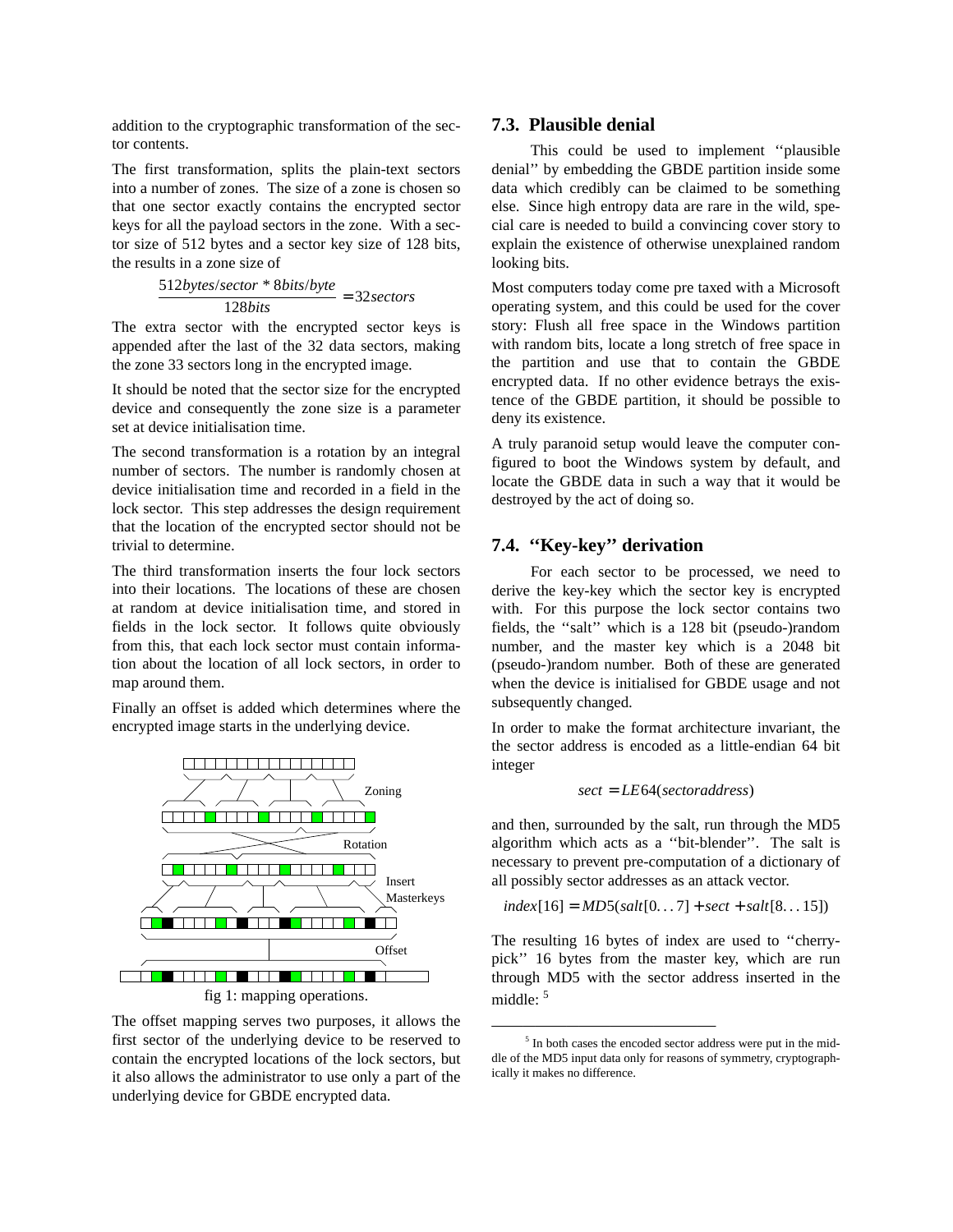addition to the cryptographic transformation of the sector contents.

The first transformation, splits the plain-text sectors into a number of zones. The size of a zone is chosen so that one sector exactly contains the encrypted sector keys for all the payload sectors in the zone. With a sector size of 512 bytes and a sector key size of 128 bits, the results in a zone size of

$$\frac{512 bytes/sector * 8 bits/byte}{128 bits} = 32 sectors$$

The extra sector with the encrypted sector keys is appended after the last of the 32 data sectors, making the zone 33 sectors long in the encrypted image.

It should be noted that the sector size for the encrypted device and consequently the zone size is a parameter set at device initialisation time.

The second transformation is a rotation by an integral number of sectors. The number is randomly chosen at device initialisation time and recorded in a field in the lock sector. This step addresses the design requirement that the location of the encrypted sector should not be trivial to determine.

The third transformation inserts the four lock sectors into their locations. The locations of these are chosen at random at device initialisation time, and stored in fields in the lock sector. It follows quite obviously from this, that each lock sector must contain information about the location of all lock sectors, in order to map around them.

Finally an offset is added which determines where the encrypted image starts in the underlying device.

fig 1: mapping operations.

The offset mapping serves two purposes, it allows the first sector of the underlying device to be reserved to contain the encrypted locations of the lock sectors, but it also allows the administrator to use only a part of the underlying device for GBDE encrypted data.

## 7.3. Plausible denial

This could be used to implement ''plausible denial'' by embedding the GBDE partition inside some data which credibly can be claimed to be something else. Since high entropy data are rare in the wild, special care is needed to build a convincing cover story to explain the existence of otherwise unexplained random looking bits.

Most computers today come pre taxed with a Microsoft operating system, and this could be used for the cover story: Flush all free space in the Windows partition with random bits, locate a long stretch of free space in the partition and use that to contain the GBDE encrypted data. If no other evidence betrays the existence of the GBDE partition, it should be possible to deny its existence.

A truly paranoid setup would leave the computer configured to boot the Windows system by default, and locate the GBDE data in such a way that it would be destroyed by the act of doing so.

## 7.4. ''Key-key'' derivation

For each sector to be processed, we need to derive the key-key which the sector key is encrypted with. For this purpose the lock sector contains two fields, the ''salt'' which is a 128 bit (pseudo-)random number, and the master key which is a 2048 bit (pseudo-)random number. Both of these are generated when the device is initialised for GBDE usage and not subsequently changed.

In order to make the format architecture invariant, the the sector address is encoded as a little-endian 64 bit integer

$$sect = LE64(sectoraddress)$$

and then, surrounded by the salt, run through the MD5 algorithm which acts as a ''bit-blender''. The salt is necessary to prevent pre-computation of a dictionary of all possibly sector addresses as an attack vector.

$$index[16] = MD5(salt[0...7] + sect + salt[8...15])$$

The resulting 16 bytes of index are used to ''cherry-pick'' 16 bytes from the master key, which are run through MD5 with the sector address inserted in the middle: [5]

[5] In both cases the encoded sector address were put in the middle of the MD5 input data only for reasons of symmetry, cryptographically it makes no difference.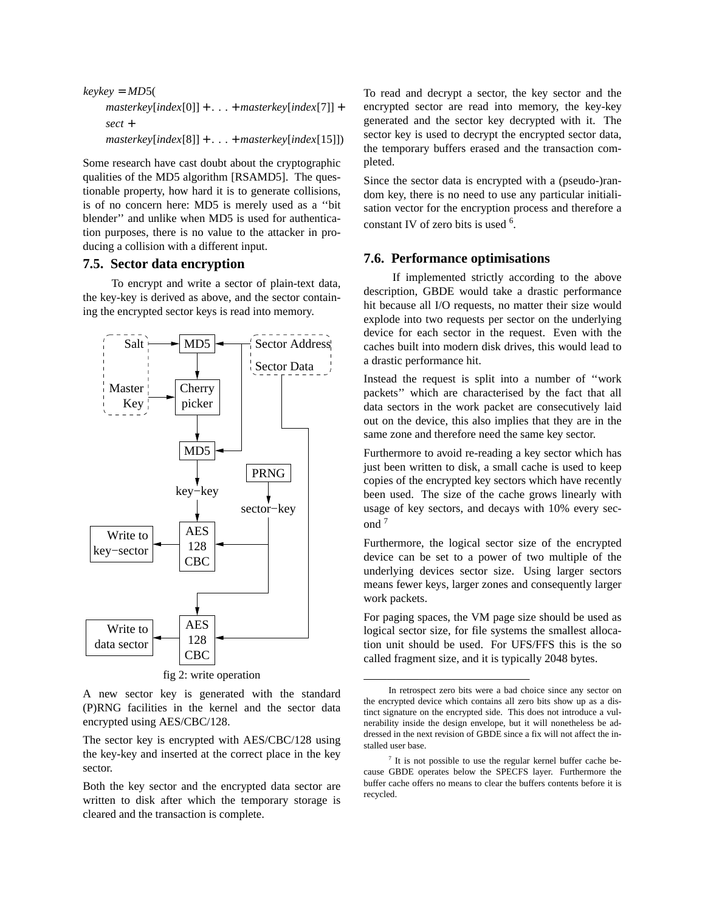$$keykey = MD5(masterkey[index[0]] + \ldots + masterkey[index[7]] + sect + masterkey[index[8]] + \ldots + masterkey[index[15]])$$

Some research have cast doubt about the cryptographic qualities of the MD5 algorithm [RSAMD5]. The questionable property, how hard it is to generate collisions, is of no concern here: MD5 is merely used as a ''bit blender'' and unlike when MD5 is used for authentication purposes, there is no value to the attacker in producing a collision with a different input.

## 7.5. Sector data encryption

To encrypt and write a sector of plain-text data, the key-key is derived as above, and the sector containing the encrypted sector keys is read into memory.

fig 2: write operation

A new sector key is generated with the standard (P)RNG facilities in the kernel and the sector data encrypted using AES/CBC/128.

The sector key is encrypted with AES/CBC/128 using the key-key and inserted at the correct place in the key sector.

Both the key sector and the encrypted data sector are written to disk after which the temporary storage is cleared and the transaction is complete.

To read and decrypt a sector, the key sector and the encrypted sector are read into memory, the key-key generated and the sector key decrypted with it. The sector key is used to decrypt the encrypted sector data, the temporary buffers erased and the transaction completed.

Since the sector data is encrypted with a (pseudo-)random key, there is no need to use any particular initialisation vector for the encryption process and therefore a constant IV of zero bits is used [6].

## 7.6. Performance optimisations

If implemented strictly according to the above description, GBDE would take a drastic performance hit because all I/O requests, no matter their size would explode into two requests per sector on the underlying device for each sector in the request. Even with the caches built into modern disk drives, this would lead to a drastic performance hit.

Instead the request is split into a number of ''work packets'' which are characterised by the fact that all data sectors in the work packet are consecutively laid out on the device, this also implies that they are in the same zone and therefore need the same key sector.

Furthermore to avoid re-reading a key sector which has just been written to disk, a small cache is used to keep copies of the encrypted key sectors which have recently been used. The size of the cache grows linearly with usage of key sectors, and decays with 10% every second [7]

Furthermore, the logical sector size of the encrypted device can be set to a power of two multiple of the underlying devices sector size. Using larger sectors means fewer keys, larger zones and consequently larger work packets.

For paging spaces, the VM page size should be used as logical sector size, for file systems the smallest allocation unit should be used. For UFS/FFS this is the so called fragment size, and it is typically 2048 bytes.

---

In retrospect zero bits were a bad choice since any sector on the encrypted device which contains all zero bits show up as a distinct signature on the encrypted side. This does not introduce a vulnerability inside the design envelope, but it will nonetheless be addressed in the next revision of GBDE since a fix will not affect the installed user base.

[7] It is not possible to use the regular kernel buffer cache because GBDE operates below the SPECFS layer. Furthermore the buffer cache offers no means to clear the buffers contents before it is recycled.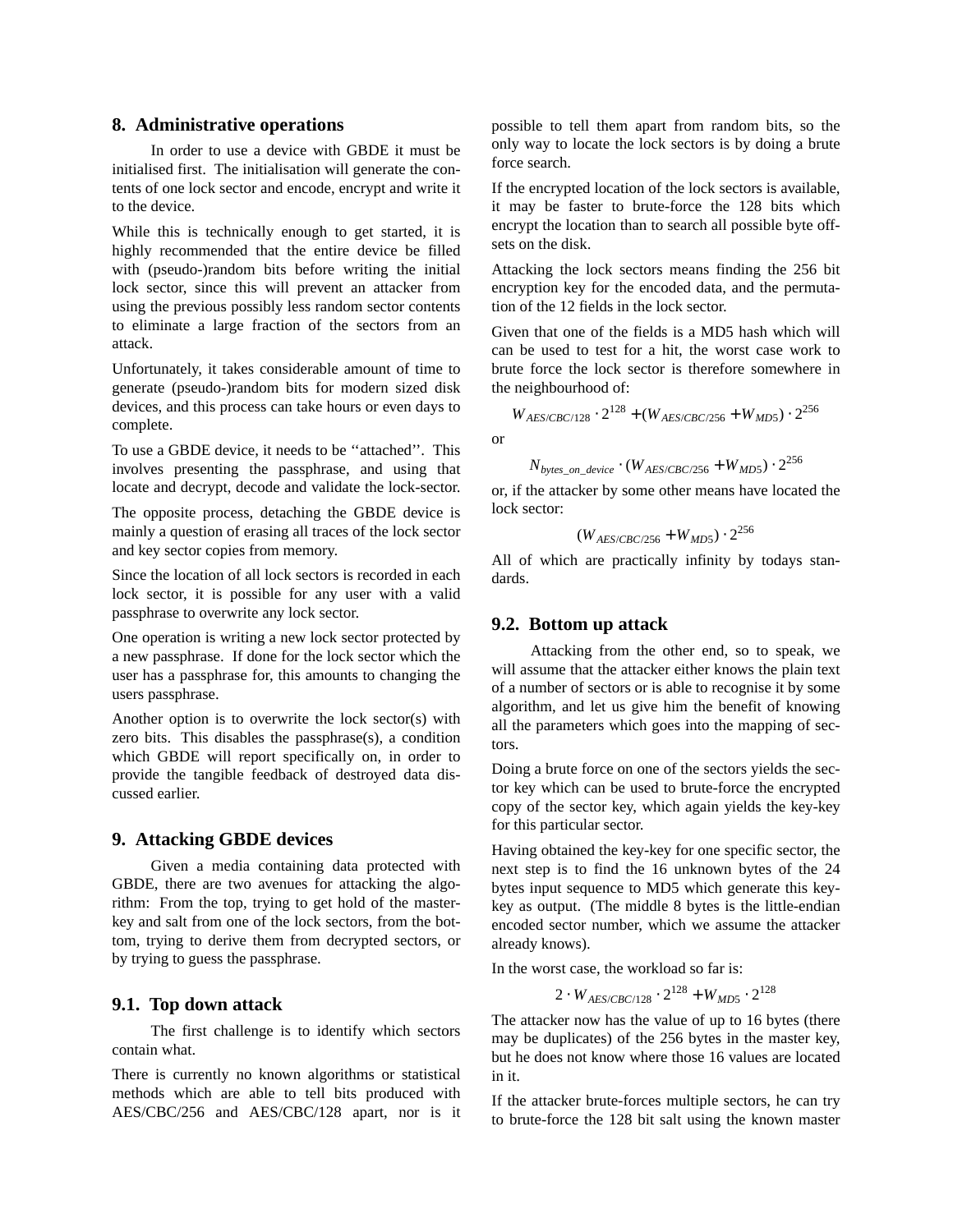## 8. Administrative operations

In order to use a device with GBDE it must be initialised first. The initialisation will generate the contents of one lock sector and encode, encrypt and write it to the device.

While this is technically enough to get started, it is highly recommended that the entire device be filled with (pseudo-)random bits before writing the initial lock sector, since this will prevent an attacker from using the previous possibly less random sector contents to eliminate a large fraction of the sectors from an attack.

Unfortunately, it takes considerable amount of time to generate (pseudo-)random bits for modern sized disk devices, and this process can take hours or even days to complete.

To use a GBDE device, it needs to be ''attached''. This involves presenting the passphrase, and using that locate and decrypt, decode and validate the lock-sector.

The opposite process, detaching the GBDE device is mainly a question of erasing all traces of the lock sector and key sector copies from memory.

Since the location of all lock sectors is recorded in each lock sector, it is possible for any user with a valid passphrase to overwrite any lock sector.

One operation is writing a new lock sector protected by a new passphrase. If done for the lock sector which the user has a passphrase for, this amounts to changing the users passphrase.

Another option is to overwrite the lock sector(s) with zero bits. This disables the passphrase(s), a condition which GBDE will report specifically on, in order to provide the tangible feedback of destroyed data discussed earlier.

## 9. Attacking GBDE devices

Given a media containing data protected with GBDE, there are two avenues for attacking the algorithm: From the top, trying to get hold of the master-key and salt from one of the lock sectors, from the bottom, trying to derive them from decrypted sectors, or by trying to guess the passphrase.

### 9.1. Top down attack

The first challenge is to identify which sectors contain what.

There is currently no known algorithms or statistical methods which are able to tell bits produced with AES/CBC/256 and AES/CBC/128 apart, nor is it possible to tell them apart from random bits, so the only way to locate the lock sectors is by doing a brute force search.

If the encrypted location of the lock sectors is available, it may be faster to brute-force the 128 bits which encrypt the location than to search all possible byte offsets on the disk.

Attacking the lock sectors means finding the 256 bit encryption key for the encoded data, and the permutation of the 12 fields in the lock sector.

Given that one of the fields is a MD5 hash which will can be used to test for a hit, the worst case work to brute force the lock sector is therefore somewhere in the neighbourhood of:

$$W_{AES/CBC/128} \cdot 2^{128} + (W_{AES/CBC/256} + W_{MD5}) \cdot 2^{256}$$

or

$$N_{bytes\_on\_device} \cdot (W_{AES/CBC/256} + W_{MD5}) \cdot 2^{256}$$

or, if the attacker by some other means have located the lock sector:

$$(W_{AES/CBC/256} + W_{MD5}) \cdot 2^{256}$$

All of which are practically infinity by todays standards.

### 9.2. Bottom up attack

Attacking from the other end, so to speak, we will assume that the attacker either knows the plain text of a number of sectors or is able to recognise it by some algorithm, and let us give him the benefit of knowing all the parameters which goes into the mapping of sectors.

Doing a brute force on one of the sectors yields the sector key which can be used to brute-force the encrypted copy of the sector key, which again yields the key-key for this particular sector.

Having obtained the key-key for one specific sector, the next step is to find the 16 unknown bytes of the 24 bytes input sequence to MD5 which generate this key-key as output. (The middle 8 bytes is the little-endian encoded sector number, which we assume the attacker already knows).

In the worst case, the workload so far is:

$$2 \cdot W_{AES/CBC/128} \cdot 2^{128} + W_{MD5} \cdot 2^{128}$$

The attacker now has the value of up to 16 bytes (there may be duplicates) of the 256 bytes in the master key, but he does not know where those 16 values are located in it.

If the attacker brute-forces multiple sectors, he can try to brute-force the 128 bit salt using the known master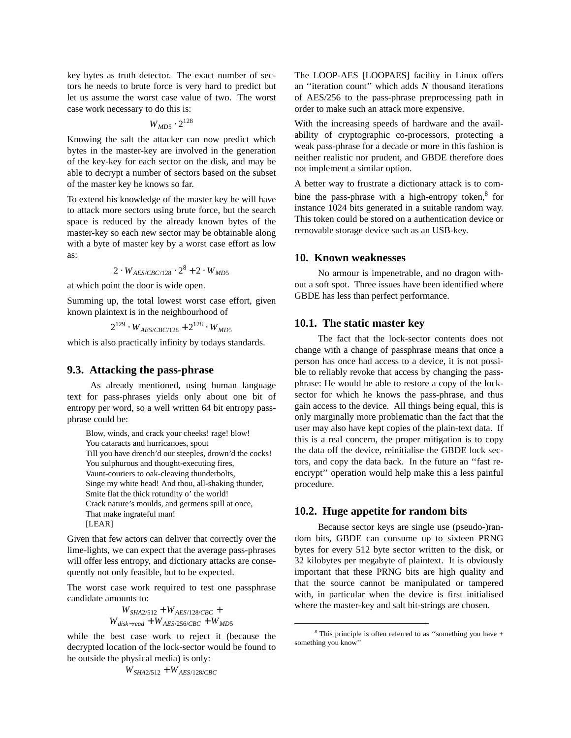key bytes as truth detector. The exact number of sectors he needs to brute force is very hard to predict but let us assume the worst case value of two. The worst case work necessary to do this is:

$$W_{MD5} \cdot 2^{128}$$

Knowing the salt the attacker can now predict which bytes in the master-key are involved in the generation of the key-key for each sector on the disk, and may be able to decrypt a number of sectors based on the subset of the master key he knows so far.

To extend his knowledge of the master key he will have to attack more sectors using brute force, but the search space is reduced by the already known bytes of the master-key so each new sector may be obtainable along with a byte of master key by a worst case effort as low as:

$$2 \cdot W_{AES/CBC/128} \cdot 2^8 + 2 \cdot W_{MD5}$$

at which point the door is wide open.

Summing up, the total lowest worst case effort, given known plaintext is in the neighbourhood of

$$2^{129} \cdot W_{AES/CBC/128} + 2^{128} \cdot W_{MD5}$$

which is also practically infinity by todays standards.

## 9.3. Attacking the pass-phrase

As already mentioned, using human language text for pass-phrases yields only about one bit of entropy per word, so a well written 64 bit entropy pass-phrase could be:

> Blow, winds, and crack your cheeks! rage! blow!
> You cataracts and hurricanoes, spout
> Till you have drench'd our steeples, drown'd the cocks!
> You sulphurous and thought-executing fires,
> Vaunt-couriers to oak-cleaving thunderbolts,
> Singe my white head! And thou, all-shaking thunder,
> Smite flat the thick rotundity o' the world!
> Crack nature's moulds, and germens spill at once,
> That make ingrateful man!
> [LEAR]

Given that few actors can deliver that correctly over the lime-lights, we can expect that the average pass-phrases will offer less entropy, and dictionary attacks are consequently not only feasible, but to be expected.

The worst case work required to test one passphrase candidate amounts to:

$$W_{SHA2/512} + W_{AES/128/CBC} + W_{disk-read} + W_{AES/256/CBC} + W_{MD5}$$

while the best case work to reject it (because the decrypted location of the lock-sector would be found to be outside the physical media) is only:

$$W_{SHA2/512} + W_{AES/128/CBC}$$

The LOOP-AES [LOOPAES] facility in Linux offers an ''iteration count'' which adds *N* thousand iterations of AES/256 to the pass-phrase preprocessing path in order to make such an attack more expensive.

With the increasing speeds of hardware and the availability of cryptographic co-processors, protecting a weak pass-phrase for a decade or more in this fashion is neither realistic nor prudent, and GBDE therefore does not implement a similar option.

A better way to frustrate a dictionary attack is to combine the pass-phrase with a high-entropy token,[8] for instance 1024 bits generated in a suitable random way. This token could be stored on a authentication device or removable storage device such as an USB-key.

## 10. Known weaknesses

No armour is impenetrable, and no dragon without a soft spot. Three issues have been identified where GBDE has less than perfect performance.

## 10.1. The static master key

The fact that the lock-sector contents does not change with a change of passphrase means that once a person has once had access to a device, it is not possible to reliably revoke that access by changing the passphrase: He would be able to restore a copy of the lock-sector for which he knows the pass-phrase, and thus gain access to the device. All things being equal, this is only marginally more problematic than the fact that the user may also have kept copies of the plain-text data. If this is a real concern, the proper mitigation is to copy the data off the device, reinitialise the GBDE lock sectors, and copy the data back. In the future an ''fast re-encrypt'' operation would help make this a less painful procedure.

## 10.2. Huge appetite for random bits

Because sector keys are single use (pseudo-)random bits, GBDE can consume up to sixteen PRNG bytes for every 512 byte sector written to the disk, or 32 kilobytes per megabyte of plaintext. It is obviously important that these PRNG bits are high quality and that the source cannot be manipulated or tampered with, in particular when the device is first initialised where the master-key and salt bit-strings are chosen.

---

[8] This principle is often referred to as ''something you have + something you know''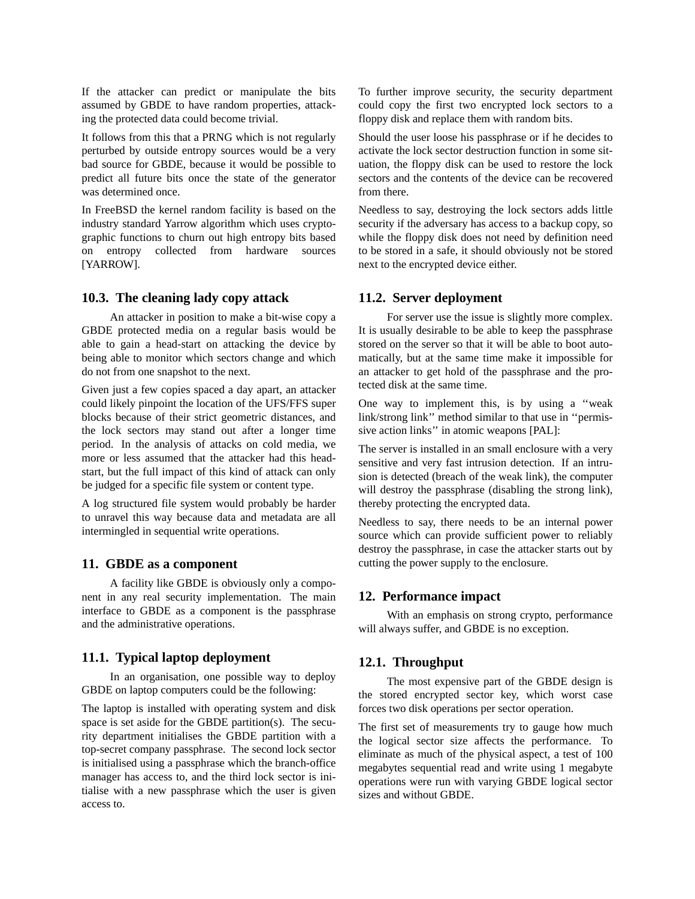If the attacker can predict or manipulate the bits assumed by GBDE to have random properties, attacking the protected data could become trivial.

It follows from this that a PRNG which is not regularly perturbed by outside entropy sources would be a very bad source for GBDE, because it would be possible to predict all future bits once the state of the generator was determined once.

In FreeBSD the kernel random facility is based on the industry standard Yarrow algorithm which uses cryptographic functions to churn out high entropy bits based on entropy collected from hardware sources [YARROW].

### 10.3. The cleaning lady copy attack

An attacker in position to make a bit-wise copy a GBDE protected media on a regular basis would be able to gain a head-start on attacking the device by being able to monitor which sectors change and which do not from one snapshot to the next.

Given just a few copies spaced a day apart, an attacker could likely pinpoint the location of the UFS/FFS super blocks because of their strict geometric distances, and the lock sectors may stand out after a longer time period. In the analysis of attacks on cold media, we more or less assumed that the attacker had this head-start, but the full impact of this kind of attack can only be judged for a specific file system or content type.

A log structured file system would probably be harder to unravel this way because data and metadata are all intermingled in sequential write operations.

## 11. GBDE as a component

A facility like GBDE is obviously only a component in any real security implementation. The main interface to GBDE as a component is the passphrase and the administrative operations.

### 11.1. Typical laptop deployment

In an organisation, one possible way to deploy GBDE on laptop computers could be the following:

The laptop is installed with operating system and disk space is set aside for the GBDE partition(s). The security department initialises the GBDE partition with a top-secret company passphrase. The second lock sector is initialised using a passphrase which the branch-office manager has access to, and the third lock sector is initialise with a new passphrase which the user is given access to.

To further improve security, the security department could copy the first two encrypted lock sectors to a floppy disk and replace them with random bits.

Should the user loose his passphrase or if he decides to activate the lock sector destruction function in some situation, the floppy disk can be used to restore the lock sectors and the contents of the device can be recovered from there.

Needless to say, destroying the lock sectors adds little security if the adversary has access to a backup copy, so while the floppy disk does not need by definition need to be stored in a safe, it should obviously not be stored next to the encrypted device either.

### 11.2. Server deployment

For server use the issue is slightly more complex. It is usually desirable to be able to keep the passphrase stored on the server so that it will be able to boot automatically, but at the same time make it impossible for an attacker to get hold of the passphrase and the protected disk at the same time.

One way to implement this, is by using a ''weak link/strong link'' method similar to that use in ''permissive action links'' in atomic weapons [PAL]:

The server is installed in an small enclosure with a very sensitive and very fast intrusion detection. If an intrusion is detected (breach of the weak link), the computer will destroy the passphrase (disabling the strong link), thereby protecting the encrypted data.

Needless to say, there needs to be an internal power source which can provide sufficient power to reliably destroy the passphrase, in case the attacker starts out by cutting the power supply to the enclosure.

## 12. Performance impact

With an emphasis on strong crypto, performance will always suffer, and GBDE is no exception.

### 12.1. Throughput

The most expensive part of the GBDE design is the stored encrypted sector key, which worst case forces two disk operations per sector operation.

The first set of measurements try to gauge how much the logical sector size affects the performance. To eliminate as much of the physical aspect, a test of 100 megabytes sequential read and write using 1 megabyte operations were run with varying GBDE logical sector sizes and without GBDE.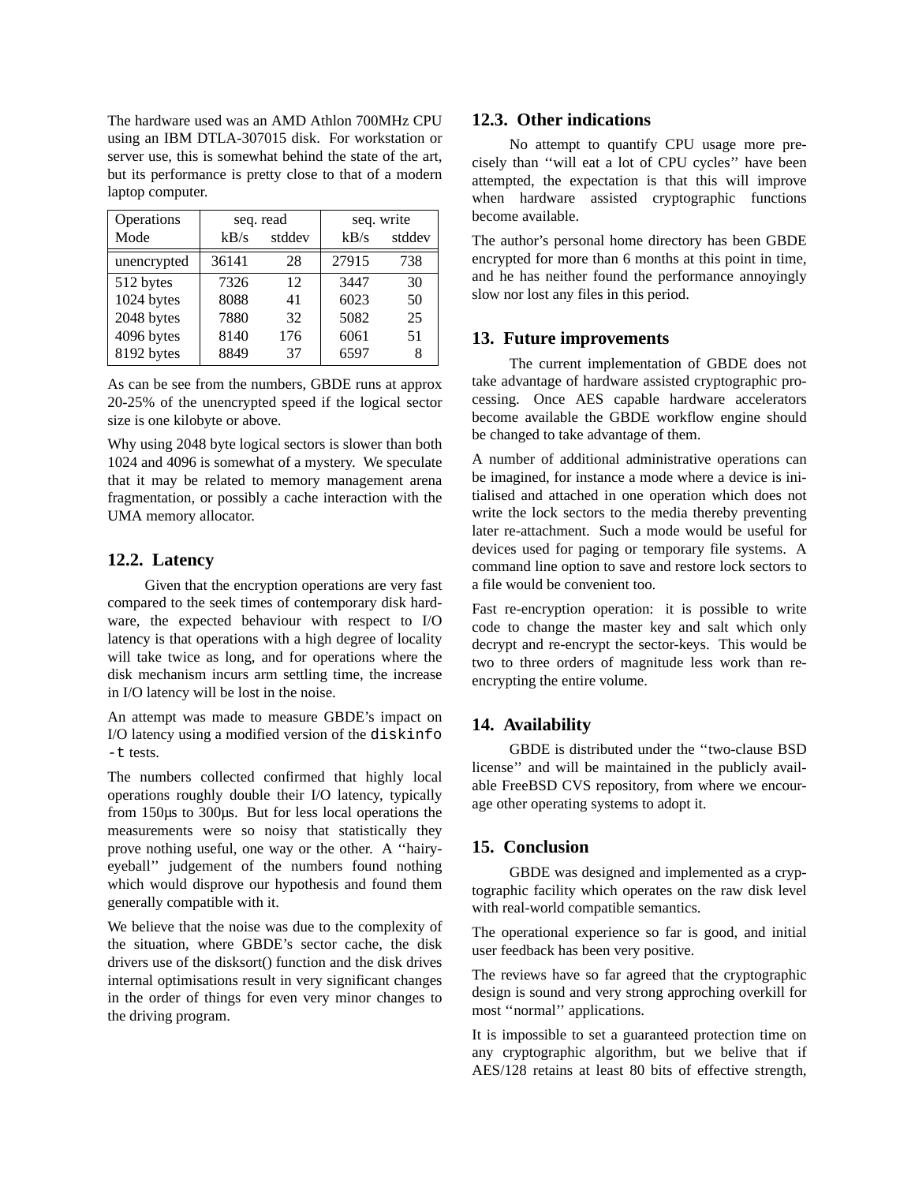The hardware used was an AMD Athlon 700MHz CPU using an IBM DTLA-307015 disk. For workstation or server use, this is somewhat behind the state of the art, but its performance is pretty close to that of a modern laptop computer.

| Operations | seq. read | | seq. write | |
|---|---|---|---|---|
| Mode | kB/s | stddev | kB/s | stddev |
| unencrypted | 36141 | 28 | 27915 | 738 |
| 512 bytes | 7326 | 12 | 3447 | 30 |
| 1024 bytes | 8088 | 41 | 6023 | 50 |
| 2048 bytes | 7880 | 32 | 5082 | 25 |
| 4096 bytes | 8140 | 176 | 6061 | 51 |
| 8192 bytes | 8849 | 37 | 6597 | 8 |

As can be see from the numbers, GBDE runs at approx 20-25% of the unencrypted speed if the logical sector size is one kilobyte or above.

Why using 2048 byte logical sectors is slower than both 1024 and 4096 is somewhat of a mystery. We speculate that it may be related to memory management arena fragmentation, or possibly a cache interaction with the UMA memory allocator.

## 12.2. Latency

Given that the encryption operations are very fast compared to the seek times of contemporary disk hardware, the expected behaviour with respect to I/O latency is that operations with a high degree of locality will take twice as long, and for operations where the disk mechanism incurs arm settling time, the increase in I/O latency will be lost in the noise.

An attempt was made to measure GBDE's impact on I/O latency using a modified version of the `diskinfo -t` tests.

The numbers collected confirmed that highly local operations roughly double their I/O latency, typically from 150µs to 300µs. But for less local operations the measurements were so noisy that statistically they prove nothing useful, one way or the other. A ''hairy-eyeball'' judgement of the numbers found nothing which would disprove our hypothesis and found them generally compatible with it.

We believe that the noise was due to the complexity of the situation, where GBDE's sector cache, the disk drivers use of the disksort() function and the disk drives internal optimisations result in very significant changes in the order of things for even very minor changes to the driving program.

## 12.3. Other indications

No attempt to quantify CPU usage more precisely than ''will eat a lot of CPU cycles'' have been attempted, the expectation is that this will improve when hardware assisted cryptographic functions become available.

The author's personal home directory has been GBDE encrypted for more than 6 months at this point in time, and he has neither found the performance annoyingly slow nor lost any files in this period.

## 13. Future improvements

The current implementation of GBDE does not take advantage of hardware assisted cryptographic processing. Once AES capable hardware accelerators become available the GBDE workflow engine should be changed to take advantage of them.

A number of additional administrative operations can be imagined, for instance a mode where a device is initialised and attached in one operation which does not write the lock sectors to the media thereby preventing later re-attachment. Such a mode would be useful for devices used for paging or temporary file systems. A command line option to save and restore lock sectors to a file would be convenient too.

Fast re-encryption operation: it is possible to write code to change the master key and salt which only decrypt and re-encrypt the sector-keys. This would be two to three orders of magnitude less work than re-encrypting the entire volume.

## 14. Availability

GBDE is distributed under the ''two-clause BSD license'' and will be maintained in the publicly available FreeBSD CVS repository, from where we encourage other operating systems to adopt it.

## 15. Conclusion

GBDE was designed and implemented as a cryptographic facility which operates on the raw disk level with real-world compatible semantics.

The operational experience so far is good, and initial user feedback has been very positive.

The reviews have so far agreed that the cryptographic design is sound and very strong approching overkill for most ''normal'' applications.

It is impossible to set a guaranteed protection time on any cryptographic algorithm, but we belive that if AES/128 retains at least 80 bits of effective strength,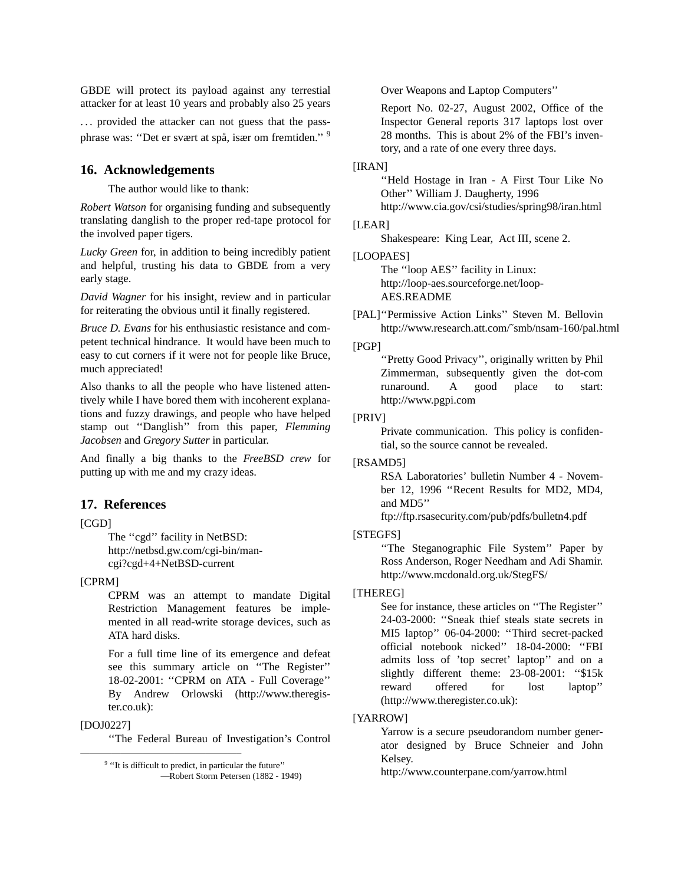GBDE will protect its payload against any terrestial attacker for at least 10 years and probably also 25 years

... provided the attacker can not guess that the passphrase was: ‘‘Det er svært at spå, især om fremtiden.’’ [9]

## 16. Acknowledgements

The author would like to thank:

*Robert Watson* for organising funding and subsequently translating danglish to the proper red-tape protocol for the involved paper tigers.

*Lucky Green* for, in addition to being incredibly patient and helpful, trusting his data to GBDE from a very early stage.

*David Wagner* for his insight, review and in particular for reiterating the obvious until it finally registered.

*Bruce D. Evans* for his enthusiastic resistance and competent technical hindrance. It would have been much to easy to cut corners if it were not for people like Bruce, much appreciated!

Also thanks to all the people who have listened attentively while I have bored them with incoherent explanations and fuzzy drawings, and people who have helped stamp out ‘‘Danglish’’ from this paper, *Flemming Jacobsen* and *Gregory Sutter* in particular.

And finally a big thanks to the *FreeBSD crew* for putting up with me and my crazy ideas.

## 17. References

[CGD]
The ‘‘cgd’’ facility in NetBSD: http://netbsd.gw.com/cgi-bin/man-cgi?cgd+4+NetBSD-current

[CPRM]
CPRM was an attempt to mandate Digital Restriction Management features be implemented in all read-write storage devices, such as ATA hard disks.

For a full time line of its emergence and defeat see this summary article on ‘‘The Register’’ 18-02-2001: ‘‘CPRM on ATA - Full Coverage’’ By Andrew Orlowski (http://www.theregister.co.uk):

[DOJ0227]
‘‘The Federal Bureau of Investigation’s Control Over Weapons and Laptop Computers’’

Report No. 02-27, August 2002, Office of the Inspector General reports 317 laptops lost over 28 months. This is about 2% of the FBI’s inventory, and a rate of one every three days.

[IRAN]
‘‘Held Hostage in Iran - A First Tour Like No Other’’ William J. Daugherty, 1996
http://www.cia.gov/csi/studies/spring98/iran.html

[LEAR]
Shakespeare: King Lear, Act III, scene 2.

[LOOPAES]
The ‘‘loop AES’’ facility in Linux: http://loop-aes.sourceforge.net/loop-AES.README

[PAL]
‘‘Permissive Action Links’’ Steven M. Bellovin http://www.research.att.com/~smb/nsam-160/pal.html

[PGP]
‘‘Pretty Good Privacy’’, originally written by Phil Zimmerman, subsequently given the dot-com runaround. A good place to start: http://www.pgpi.com

[PRIV]
Private communication. This policy is confidential, so the source cannot be revealed.

[RSAMD5]
RSA Laboratories’ bulletin Number 4 - November 12, 1996 ‘‘Recent Results for MD2, MD4, and MD5’’
ftp://ftp.rsasecurity.com/pub/pdfs/bulletn4.pdf

[STEGFS]
‘‘The Steganographic File System’’ Paper by Ross Anderson, Roger Needham and Adi Shamir. http://www.mcdonald.org.uk/StegFS/

[THEREG]
See for instance, these articles on ‘‘The Register’’ 24-03-2000: ‘‘Sneak thief steals state secrets in MI5 laptop’’ 06-04-2000: ‘‘Third secret-packed official notebook nicked’’ 18-04-2000: ‘‘FBI admits loss of ’top secret’ laptop’’ and on a slightly different theme: 23-08-2001: ‘‘$15k reward offered for lost laptop’’ (http://www.theregister.co.uk):

[YARROW]
Yarrow is a secure pseudorandom number generator designed by Bruce Schneier and John Kelsey.
http://www.counterpane.com/yarrow.html

---

[9] ‘‘It is difficult to predict, in particular the future’’
—Robert Storm Petersen (1882 - 1949)